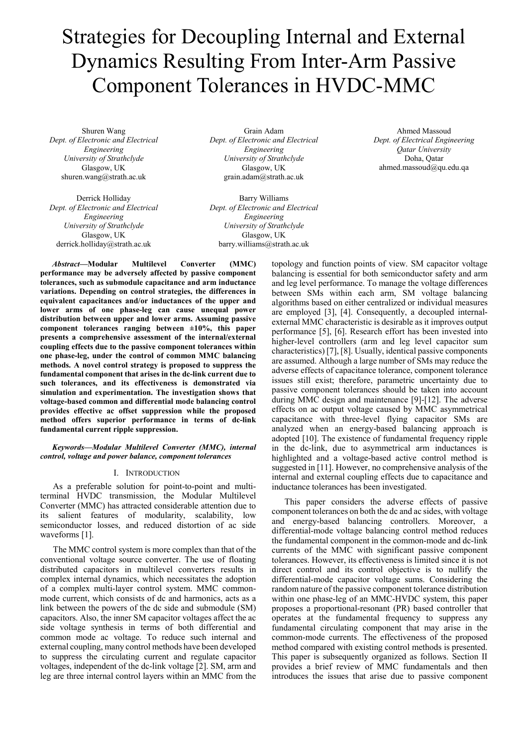# Strategies for Decoupling Internal and External Dynamics Resulting From Inter-Arm Passive Component Tolerances in HVDC-MMC

Shuren Wang
*Dept. of Electronic and Electrical Engineering*
*University of Strathclyde*
Glasgow, UK
shuren.wang@strath.ac.uk

Grain Adam
*Dept. of Electronic and Electrical Engineering*
*University of Strathclyde*
Glasgow, UK
grain.adam@strath.ac.uk

Ahmed Massoud
*Dept. of Electrical Engineering*
*Qatar University*
Doha, Qatar
ahmed.massoud@qu.edu.qa

Derrick Holliday
*Dept. of Electronic and Electrical Engineering*
*University of Strathclyde*
Glasgow, UK
derrick.holliday@strath.ac.uk

Barry Williams
*Dept. of Electronic and Electrical Engineering*
*University of Strathclyde*
Glasgow, UK
barry.williams@strath.ac.uk

***Abstract*—Modular Multilevel Converter (MMC) performance may be adversely affected by passive component tolerances, such as submodule capacitance and arm inductance variations. Depending on control strategies, the differences in equivalent capacitances and/or inductances of the upper and lower arms of one phase-leg can cause unequal power distribution between upper and lower arms. Assuming passive component tolerances ranging between ±10%, this paper presents a comprehensive assessment of the internal/external coupling effects due to the passive component tolerances within one phase-leg, under the control of common MMC balancing methods. A novel control strategy is proposed to suppress the fundamental component that arises in the dc-link current due to such tolerances, and its effectiveness is demonstrated via simulation and experimentation. The investigation shows that voltage-based common and differential mode balancing control provides effective ac offset suppression while the proposed method offers superior performance in terms of dc-link fundamental current ripple suppression.**

***Keywords*—*Modular Multilevel Converter (MMC), internal control, voltage and power balance, component tolerances***

## I. Introduction

As a preferable solution for point-to-point and multi-terminal HVDC transmission, the Modular Multilevel Converter (MMC) has attracted considerable attention due to its salient features of modularity, scalability, low semiconductor losses, and reduced distortion of ac side waveforms [1].

The MMC control system is more complex than that of the conventional voltage source converter. The use of floating distributed capacitors in multilevel converters results in complex internal dynamics, which necessitates the adoption of a complex multi-layer control system. MMC common-mode current, which consists of dc and harmonics, acts as a link between the powers of the dc side and submodule (SM) capacitors. Also, the inner SM capacitor voltages affect the ac side voltage synthesis in terms of both differential and common mode ac voltage. To reduce such internal and external coupling, many control methods have been developed to suppress the circulating current and regulate capacitor voltages, independent of the dc-link voltage [2]. SM, arm and leg are three internal control layers within an MMC from the topology and function points of view. SM capacitor voltage balancing is essential for both semiconductor safety and arm and leg level performance. To manage the voltage differences between SMs within each arm, SM voltage balancing algorithms based on either centralized or individual measures are employed [3], [4]. Consequently, a decoupled internal-external MMC characteristic is desirable as it improves output performance [5], [6]. Research effort has been invested into higher-level controllers (arm and leg level capacitor sum characteristics) [7], [8]. Usually, identical passive components are assumed. Although a large number of SMs may reduce the adverse effects of capacitance tolerance, component tolerance issues still exist; therefore, parametric uncertainty due to passive component tolerances should be taken into account during MMC design and maintenance [9]-[12]. The adverse effects on ac output voltage caused by MMC asymmetrical capacitance with three-level flying capacitor SMs are analyzed when an energy-based balancing approach is adopted [10]. The existence of fundamental frequency ripple in the dc-link, due to asymmetrical arm inductances is highlighted and a voltage-based active control method is suggested in [11]. However, no comprehensive analysis of the internal and external coupling effects due to capacitance and inductance tolerances has been investigated.

This paper considers the adverse effects of passive component tolerances on both the dc and ac sides, with voltage and energy-based balancing controllers. Moreover, a differential-mode voltage balancing control method reduces the fundamental component in the common-mode and dc-link currents of the MMC with significant passive component tolerances. However, its effectiveness is limited since it is not direct control and its control objective is to nullify the differential-mode capacitor voltage sums. Considering the random nature of the passive component tolerance distribution within one phase-leg of an MMC-HVDC system, this paper proposes a proportional-resonant (PR) based controller that operates at the fundamental frequency to suppress any fundamental circulating component that may arise in the common-mode currents. The effectiveness of the proposed method compared with existing control methods is presented. This paper is subsequently organized as follows. Section II provides a brief review of MMC fundamentals and then introduces the issues that arise due to passive component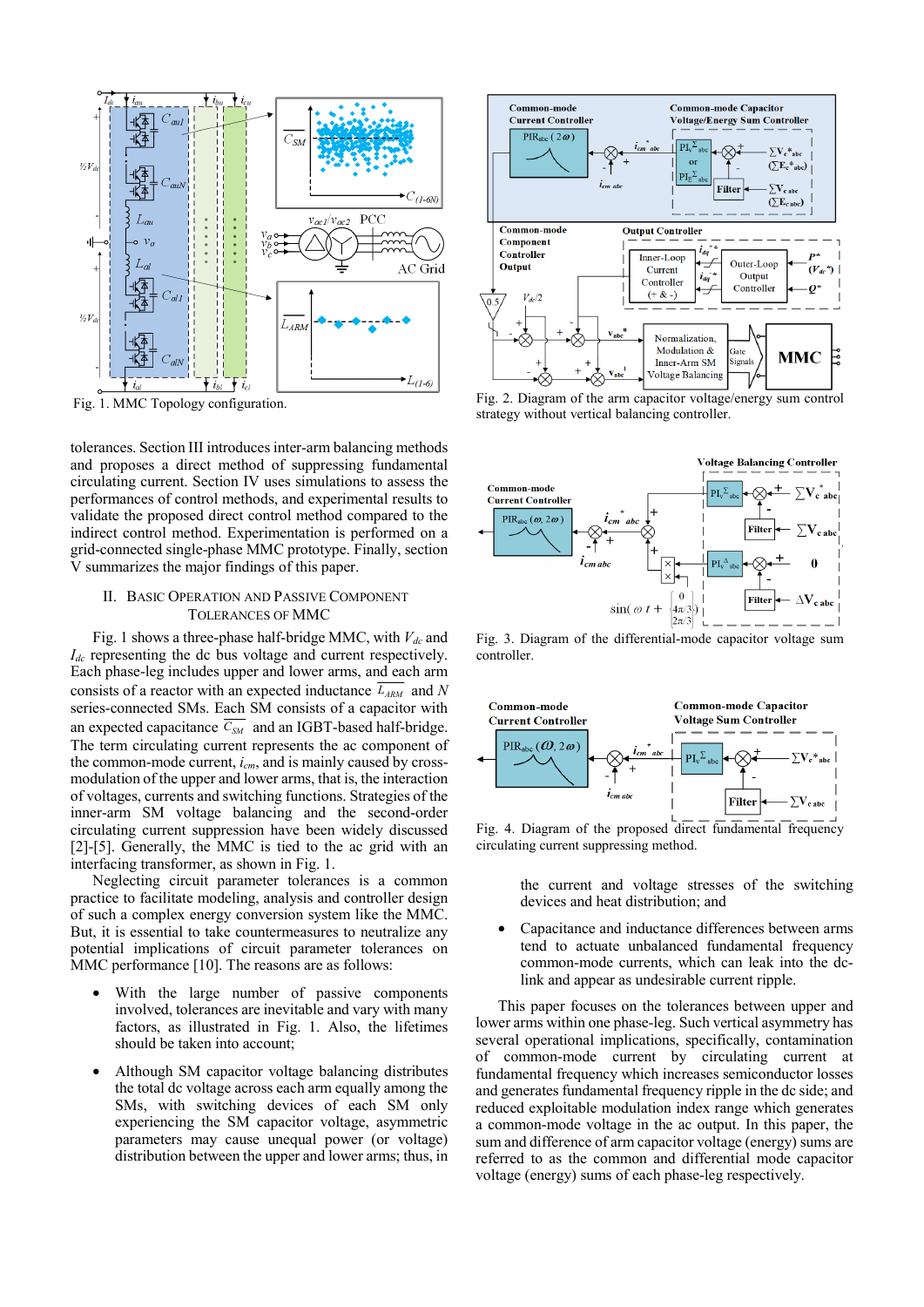Fig. 1. MMC Topology configuration.

Fig. 2. Diagram of the arm capacitor voltage/energy sum control strategy without vertical balancing controller.

Fig. 3. Diagram of the differential-mode capacitor voltage sum controller.

Fig. 4. Diagram of the proposed direct fundamental frequency circulating current suppressing method.

tolerances. Section III introduces inter-arm balancing methods and proposes a direct method of suppressing fundamental circulating current. Section IV uses simulations to assess the performances of control methods, and experimental results to validate the proposed direct control method compared to the indirect control method. Experimentation is performed on a grid-connected single-phase MMC prototype. Finally, section V summarizes the major findings of this paper.

## II. Basic Operation and Passive Component Tolerances of MMC

Fig. 1 shows a three-phase half-bridge MMC, with $V_{dc}$ and $I_{dc}$ representing the dc bus voltage and current respectively. Each phase-leg includes upper and lower arms, and each arm consists of a reactor with expected inductance $\overline{L_{ARM}}$ and $N$ series-connected SMs. Each SM consists of a capacitor with an expected capacitance $\overline{C_{SM}}$ and an IGBT-based half-bridge. The term circulating current represents the ac component of the common-mode current, $i_{cm}$, and is mainly caused by cross-modulation of the upper and lower arms, that is, the interaction of voltages, currents and switching functions. Strategies of the inner-arm SM voltage balancing and the second-order circulating current suppression have been widely discussed [2]-[5]. Generally, the MMC is tied to the ac grid with an interfacing transformer, as shown in Fig. 1.

Neglecting circuit parameter tolerances is a common practice to facilitate modeling, analysis and controller design of such a complex energy conversion system like the MMC. But, it is essential to take countermeasures to neutralize any potential implications of circuit parameter tolerances on MMC performance [10]. The reasons are as follows:

- With the large number of passive components involved, tolerances are inevitable and vary with many factors, as illustrated in Fig. 1. Also, the lifetimes should be taken into account;
- Although SM capacitor voltage balancing distributes the total dc voltage across each arm equally among the SMs, with switching devices of each SM only experiencing the SM capacitor voltage, asymmetric parameters may cause unequal power (or voltage) distribution between the upper and lower arms; thus, in the current and voltage stresses of the switching devices and heat distribution; and
- Capacitance and inductance differences between arms tend to actuate unbalanced fundamental frequency common-mode currents, which can leak into the dc-link and appear as undesirable current ripple.

This paper focuses on the tolerances between upper and lower arms within one phase-leg. Such vertical asymmetry has several operational implications, specifically, contamination of common-mode current by circulating current at fundamental frequency which increases semiconductor losses and generates fundamental frequency ripple in the dc side; and reduced exploitable modulation index range which generates a common-mode voltage in the ac output. In this paper, the sum and difference of arm capacitor voltage (energy) sums are referred to as the common and differential mode capacitor voltage (energy) sums of each phase-leg respectively.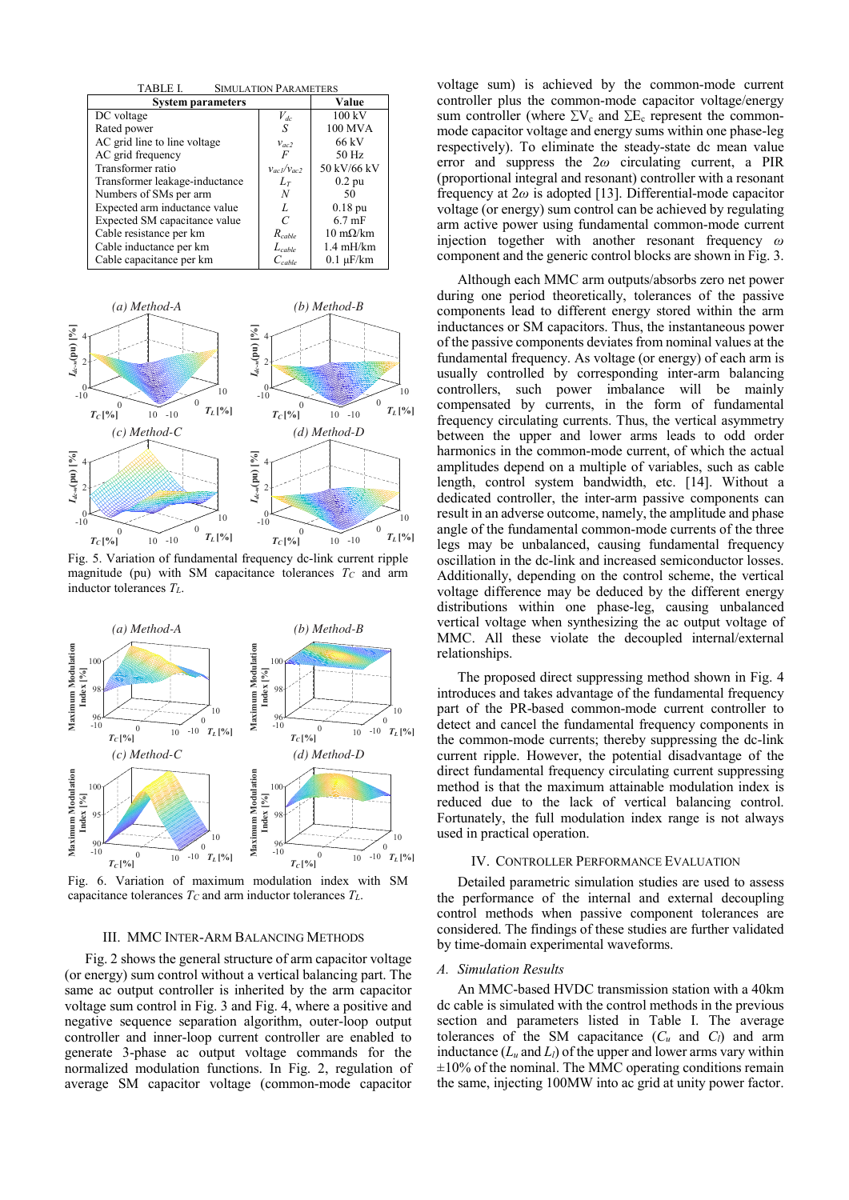TABLE I. SIMULATION PARAMETERS

| System parameters | | Value |
|---|---|---|
| DC voltage | $V_{dc}$ | 100 kV |
| Rated power | $S$ | 100 MVA |
| AC grid line to line voltage | $v_{ac2}$ | 66 kV |
| AC grid frequency | $F$ | 50 Hz |
| Transformer ratio | $v_{ac1}/v_{ac2}$ | 50 kV/66 kV |
| Transformer leakage-inductance | $L_T$ | 0.2 pu |
| Numbers of SMs per arm | $N$ | 50 |
| Expected arm inductance value | $L$ | 0.18 pu |
| Expected SM capacitance value | $C$ | 6.7 mF |
| Cable resistance per km | $R_{cable}$ | 10 mΩ/km |
| Cable inductance per km | $L_{cable}$ | 1.4 mH/km |
| Cable capacitance per km | $C_{cable}$ | 0.1 µF/km |

Fig. 5. Variation of fundamental frequency dc-link current ripple magnitude (pu) with SM capacitance tolerances $T_C$ and arm inductor tolerances $T_L$.

Fig. 6. Variation of maximum modulation index with SM capacitance tolerances $T_C$ and arm inductor tolerances $T_L$.

## III. MMC Inter-Arm Balancing Methods

Fig. 2 shows the general structure of arm capacitor voltage (or energy) sum control without a vertical balancing part. The same ac output controller is inherited by the arm capacitor voltage sum control in Fig. 3 and Fig. 4, where a positive and negative sequence separation algorithm, outer-loop output controller and inner-loop current controller are enabled to generate 3-phase ac output voltage commands for the normalized modulation functions. In Fig. 2, regulation of average SM capacitor voltage (common-mode capacitor voltage sum) is achieved by the common-mode current controller plus the common-mode capacitor voltage/energy sum controller (where $\Sigma V_c$ and $\Sigma E_c$ represent the common-mode capacitor voltage and energy sums within one phase-leg respectively). To eliminate the steady-state dc mean value error and suppress the $2\omega$ circulating current, a PIR (proportional integral and resonant) controller with a resonant frequency at $2\omega$ is adopted [13]. Differential-mode capacitor voltage (or energy) sum control can be achieved by regulating arm active power using fundamental common-mode current injection together with another resonant frequency $\omega$ component and the generic control blocks are shown in Fig. 3.

Although each MMC arm outputs/absorbs zero net power during one period theoretically, tolerances of the passive components lead to different energy stored within the arm inductances or SM capacitors. Thus, the instantaneous power of the passive components deviates from nominal values at the fundamental frequency. As voltage (or energy) of each arm is usually controlled by corresponding inter-arm balancing controllers, such power imbalance will be mainly compensated by currents, in the form of fundamental frequency circulating currents. Thus, the vertical asymmetry between the upper and lower arms leads to odd order harmonics in the common-mode current, of which the actual amplitudes depend on a multiple of variables, such as cable length, control system bandwidth, etc. [14]. Without a dedicated controller, the inter-arm passive components can result in an adverse outcome, namely, the amplitude and phase angle of the fundamental common-mode currents of the three legs may be unbalanced, causing fundamental frequency oscillation in the dc-link and increased semiconductor losses. Additionally, depending on the control scheme, the vertical voltage difference may be deduced by the different energy distributions within one phase-leg, causing unbalanced vertical voltage when synthesizing the ac output voltage of MMC. All these violate the decoupled internal/external relationships.

The proposed direct suppressing method shown in Fig. 4 introduces and takes advantage of the fundamental frequency part of the PR-based common-mode current controller to detect and cancel the fundamental frequency components in the common-mode currents; thereby suppressing the dc-link current ripple. However, the potential disadvantage of the direct fundamental frequency circulating current suppressing method is that the maximum attainable modulation index is reduced due to the lack of vertical balancing control. Fortunately, the full modulation index range is not always used in practical operation.

## IV. Controller Performance Evaluation

Detailed parametric simulation studies are used to assess the performance of the internal and external decoupling control methods when passive component tolerances are considered. The findings of these studies are further validated by time-domain experimental waveforms.

### A. Simulation Results

An MMC-based HVDC transmission station with a 40km dc cable is simulated with the control methods in the previous section and parameters listed in Table I. The average tolerances of the SM capacitance ($C_u$ and $C_l$) and arm inductance ($L_u$ and $L_l$) of the upper and lower arms vary within ±10% of the nominal. The MMC operating conditions remain the same, injecting 100MW into ac grid at unity power factor.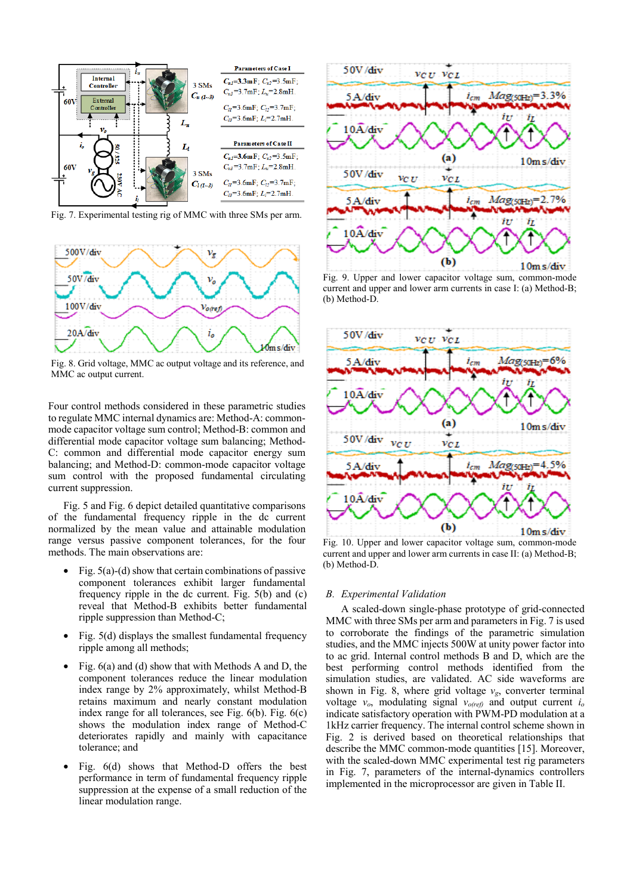Fig. 7. Experimental testing rig of MMC with three SMs per arm.

Fig. 8. Grid voltage, MMC ac output voltage and its reference, and MMC ac output current.

Four control methods considered in these parametric studies to regulate MMC internal dynamics are: Method-A: common-mode capacitor voltage sum control; Method-B: common and differential mode capacitor voltage sum balancing; Method-C: common and differential mode capacitor energy sum balancing; and Method-D: common-mode capacitor voltage sum control with the proposed fundamental circulating current suppression.

Fig. 5 and Fig. 6 depict detailed quantitative comparisons of the fundamental frequency ripple in the dc current normalized by the mean value and attainable modulation range versus passive component tolerances, for the four methods. The main observations are:

- Fig. 5(a)-(d) show that certain combinations of passive component tolerances exhibit larger fundamental frequency ripple in the dc current. Fig. 5(b) and (c) reveal that Method-B exhibits better fundamental ripple suppression than Method-C;
- Fig. 5(d) displays the smallest fundamental frequency ripple among all methods;
- Fig. 6(a) and (d) show that with Methods A and D, the component tolerances reduce the linear modulation index range by 2% approximately, whilst Method-B retains maximum and nearly constant modulation index range for all tolerances, see Fig. 6(b). Fig. 6(c) shows the modulation index range of Method-C deteriorates rapidly and mainly with capacitance tolerance; and
- Fig. 6(d) shows that Method-D offers the best performance in term of fundamental frequency ripple suppression at the expense of a small reduction of the linear modulation range.

Fig. 9. Upper and lower capacitor voltage sum, common-mode current and upper and lower arm currents in case I: (a) Method-B; (b) Method-D.

Fig. 10. Upper and lower capacitor voltage sum, common-mode current and upper and lower arm currents in case II: (a) Method-B; (b) Method-D.

## B. Experimental Validation

A scaled-down single-phase prototype of grid-connected MMC with three SMs per arm and parameters in Fig. 7 is used to corroborate the findings of the parametric simulation studies, and the MMC injects 500W at unity power factor into to ac grid. Internal control methods B and D, which are the best performing control methods identified from the simulation studies, are validated. AC side waveforms are shown in Fig. 8, where grid voltage $v_g$, converter terminal voltage $v_o$, modulating signal $v_{o(ref)}$ and output current $i_o$ indicate satisfactory operation with PWM-PD modulation at a 1kHz carrier frequency. The internal control scheme shown in Fig. 2 is derived based on theoretical relationships that describe the MMC common-mode quantities [15]. Moreover, with the scaled-down MMC experimental test rig parameters in Fig. 7, parameters of the internal-dynamics controllers implemented in the microprocessor are given in Table II.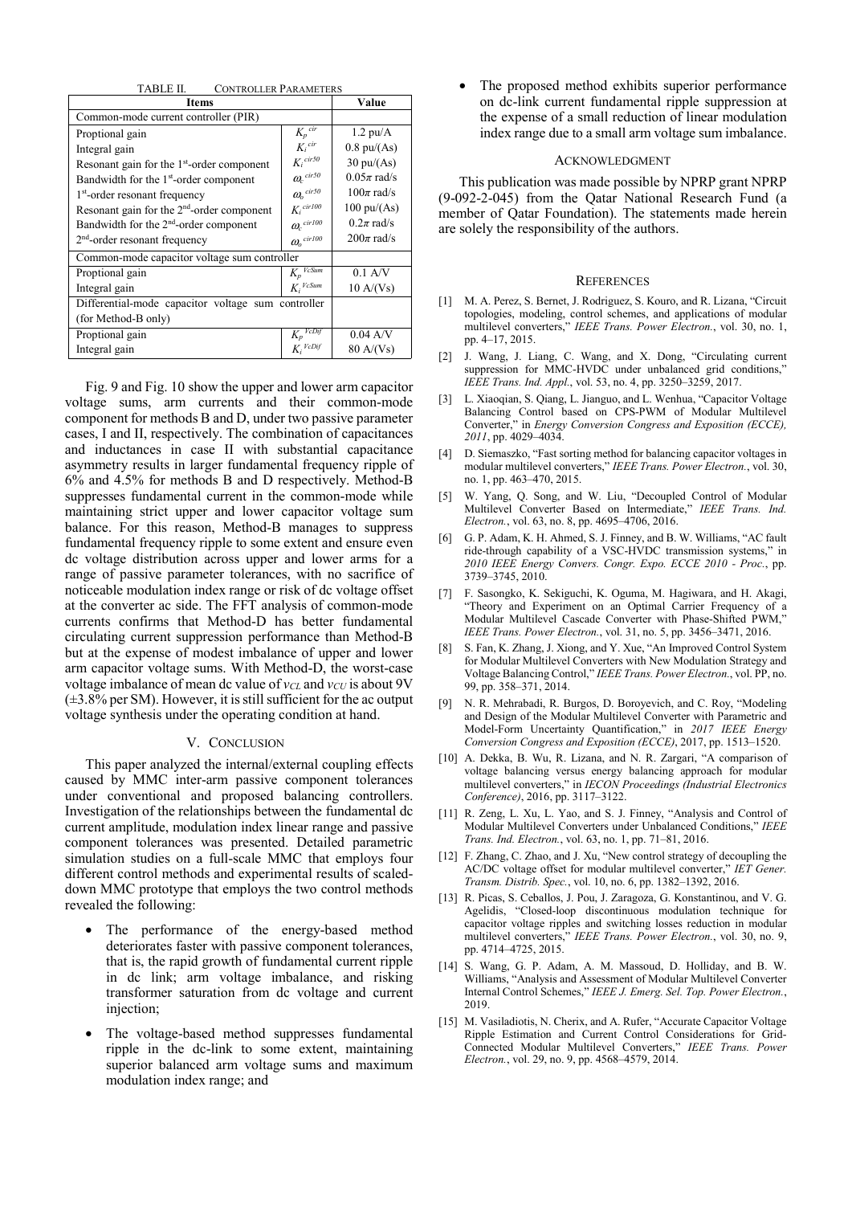TABLE II. CONTROLLER PARAMETERS

| Items | | Value |
|---|---|---|
| Common-mode current controller (PIR) | | |
| Proptional gain | $K_p^{cir}$ | 1.2 pu/A |
| Integral gain | $K_i^{cir}$ | 0.8 pu/(As) |
| Resonant gain for the 1st-order component | $K_i^{cir50}$ | 30 pu/(As) |
| Bandwidth for the 1st-order component | $\omega_c^{cir50}$ | $0.05\pi$ rad/s |
| 1st-order resonant frequency | $\omega_o^{cir50}$ | $100\pi$ rad/s |
| Resonant gain for the 2nd-order component | $K_i^{cir100}$ | 100 pu/(As) |
| Bandwidth for the 2nd-order component | $\omega_c^{cir100}$ | $0.2\pi$ rad/s |
| 2nd-order resonant frequency | $\omega_o^{cir100}$ | $200\pi$ rad/s |
| Common-mode capacitor voltage sum controller | | |
| Proptional gain | $K_p^{VcSum}$ | 0.1 A/V |
| Integral gain | $K_i^{VcSum}$ | 10 A/(Vs) |
| Differential-mode capacitor voltage sum controller (for Method-B only) | | |
| Proptional gain | $K_p^{VcDif}$ | 0.04 A/V |
| Integral gain | $K_i^{VcDif}$ | 80 A/(Vs) |

Fig. 9 and Fig. 10 show the upper and lower arm capacitor voltage sums, arm currents and their common-mode component for methods B and D, under two passive parameter cases, I and II, respectively. The combination of capacitances and inductances in case II with substantial capacitance asymmetry results in larger fundamental frequency ripple of 6% and 4.5% for methods B and D respectively. Method-B suppresses fundamental current in the common-mode while maintaining strict upper and lower capacitor voltage sum balance. For this reason, Method-B manages to suppress fundamental frequency ripple to some extent and ensure even dc voltage distribution across upper and lower arms for a range of passive parameter tolerances, with no sacrifice of noticeable modulation index range or risk of dc voltage offset at the converter ac side. The FFT analysis of common-mode currents confirms that Method-D has better fundamental circulating current suppression performance than Method-B but at the expense of modest imbalance of upper and lower arm capacitor voltage sums. With Method-D, the worst-case voltage imbalance of mean dc value of $v_{CL}$ and $v_{CU}$ is about 9V (±3.8% per SM). However, it is still sufficient for the ac output voltage synthesis under the operating condition at hand.

## V. CONCLUSION

This paper analyzed the internal/external coupling effects caused by MMC inter-arm passive component tolerances under conventional and proposed balancing controllers. Investigation of the relationships between the fundamental dc current amplitude, modulation index linear range and passive component tolerances was presented. Detailed parametric simulation studies on a full-scale MMC that employs four different control methods and experimental results of scaled-down MMC prototype that employs the two control methods revealed the following:

- The performance of the energy-based method deteriorates faster with passive component tolerances, that is, the rapid growth of fundamental current ripple in dc link; arm voltage imbalance, and risking transformer saturation from dc voltage and current injection;
- The voltage-based method suppresses fundamental ripple in the dc-link to some extent, maintaining superior balanced arm voltage sums and maximum modulation index range; and
- The proposed method exhibits superior performance on dc-link current fundamental ripple suppression at the expense of a small reduction of linear modulation index range due to a small arm voltage sum imbalance.

## ACKNOWLEDGMENT

This publication was made possible by NPRP grant NPRP (9-092-2-045) from the Qatar National Research Fund (a member of Qatar Foundation). The statements made herein are solely the responsibility of the authors.

## REFERENCES

[1] M. A. Perez, S. Bernet, J. Rodriguez, S. Kouro, and R. Lizana, "Circuit topologies, modeling, control schemes, and applications of modular multilevel converters," *IEEE Trans. Power Electron.*, vol. 30, no. 1, pp. 4–17, 2015.

[2] J. Wang, J. Liang, C. Wang, and X. Dong, "Circulating current suppression for MMC-HVDC under unbalanced grid conditions," *IEEE Trans. Ind. Appl.*, vol. 53, no. 4, pp. 3250–3259, 2017.

[3] L. Xiaoqian, S. Qiang, L. Jianguo, and L. Wenhua, "Capacitor Voltage Balancing Control based on CPS-PWM of Modular Multilevel Converter," in *Energy Conversion Congress and Exposition (ECCE), 2011*, pp. 4029–4034.

[4] D. Siemaszko, "Fast sorting method for balancing capacitor voltages in modular multilevel converters," *IEEE Trans. Power Electron.*, vol. 30, no. 1, pp. 463–470, 2015.

[5] W. Yang, Q. Song, and W. Liu, "Decoupled Control of Modular Multilevel Converter Based on Intermediate," *IEEE Trans. Ind. Electron.*, vol. 63, no. 8, pp. 4695–4706, 2016.

[6] G. P. Adam, K. H. Ahmed, S. J. Finney, and B. W. Williams, "AC fault ride-through capability of a VSC-HVDC transmission systems," in *2010 IEEE Energy Convers. Congr. Expo. ECCE 2010 - Proc.*, pp. 3739–3745, 2010.

[7] F. Sasongko, K. Sekiguchi, K. Oguma, M. Hagiwara, and H. Akagi, "Theory and Experiment on an Optimal Carrier Frequency of a Modular Multilevel Cascade Converter with Phase-Shifted PWM," *IEEE Trans. Power Electron.*, vol. 31, no. 5, pp. 3456–3471, 2016.

[8] S. Fan, K. Zhang, J. Xiong, and Y. Xue, "An Improved Control System for Modular Multilevel Converters with New Modulation Strategy and Voltage Balancing Control," *IEEE Trans. Power Electron.*, vol. PP, no. 99, pp. 358–371, 2014.

[9] N. R. Mehrabadi, R. Burgos, D. Boroyevich, and C. Roy, "Modeling and Design of the Modular Multilevel Converter with Parametric and Model-Form Uncertainty Quantification," in *2017 IEEE Energy Conversion Congress and Exposition (ECCE)*, 2017, pp. 1513–1520.

[10] A. Dekka, B. Wu, R. Lizana, and N. R. Zargari, "A comparison of voltage balancing versus energy balancing approach for modular multilevel converters," in *IECON Proceedings (Industrial Electronics Conference)*, 2016, pp. 3117–3122.

[11] R. Zeng, L. Xu, L. Yao, and S. J. Finney, "Analysis and Control of Modular Multilevel Converters under Unbalanced Conditions," *IEEE Trans. Ind. Electron.*, vol. 63, no. 1, pp. 71–81, 2016.

[12] F. Zhang, C. Zhao, and J. Xu, "New control strategy of decoupling the AC/DC voltage offset for modular multilevel converter," *IET Gener. Transm. Distrib. Spec.*, vol. 10, no. 6, pp. 1382–1392, 2016.

[13] R. Picas, S. Ceballos, J. Pou, J. Zaragoza, G. Konstantinou, and V. G. Agelidis, "Closed-loop discontinuous modulation technique for capacitor voltage ripples and switching losses reduction in modular multilevel converters," *IEEE Trans. Power Electron.*, vol. 30, no. 9, pp. 4714–4725, 2015.

[14] S. Wang, G. P. Adam, A. M. Massoud, D. Holliday, and B. W. Williams, "Analysis and Assessment of Modular Multilevel Converter Internal Control Schemes," *IEEE J. Emerg. Sel. Top. Power Electron.*, 2019.

[15] M. Vasiladiotis, N. Cherix, and A. Rufer, "Accurate Capacitor Voltage Ripple Estimation and Current Control Considerations for Grid-Connected Modular Multilevel Converters," *IEEE Trans. Power Electron.*, vol. 29, no. 9, pp. 4568–4579, 2014.